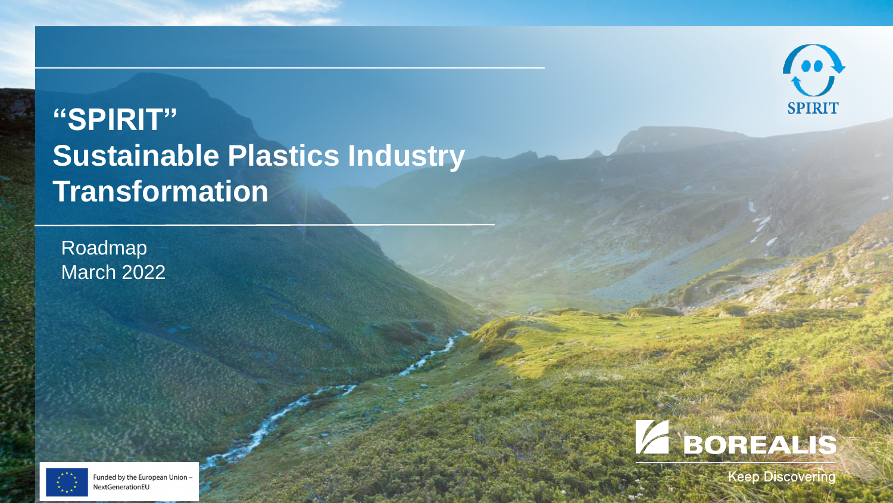# "SPIRIT"
# Sustainable Plastics Industry Transformation

Roadmap
March 2022

SPIRIT

BOREALIS
Keep Discovering

Funded by the European Union – NextGenerationEU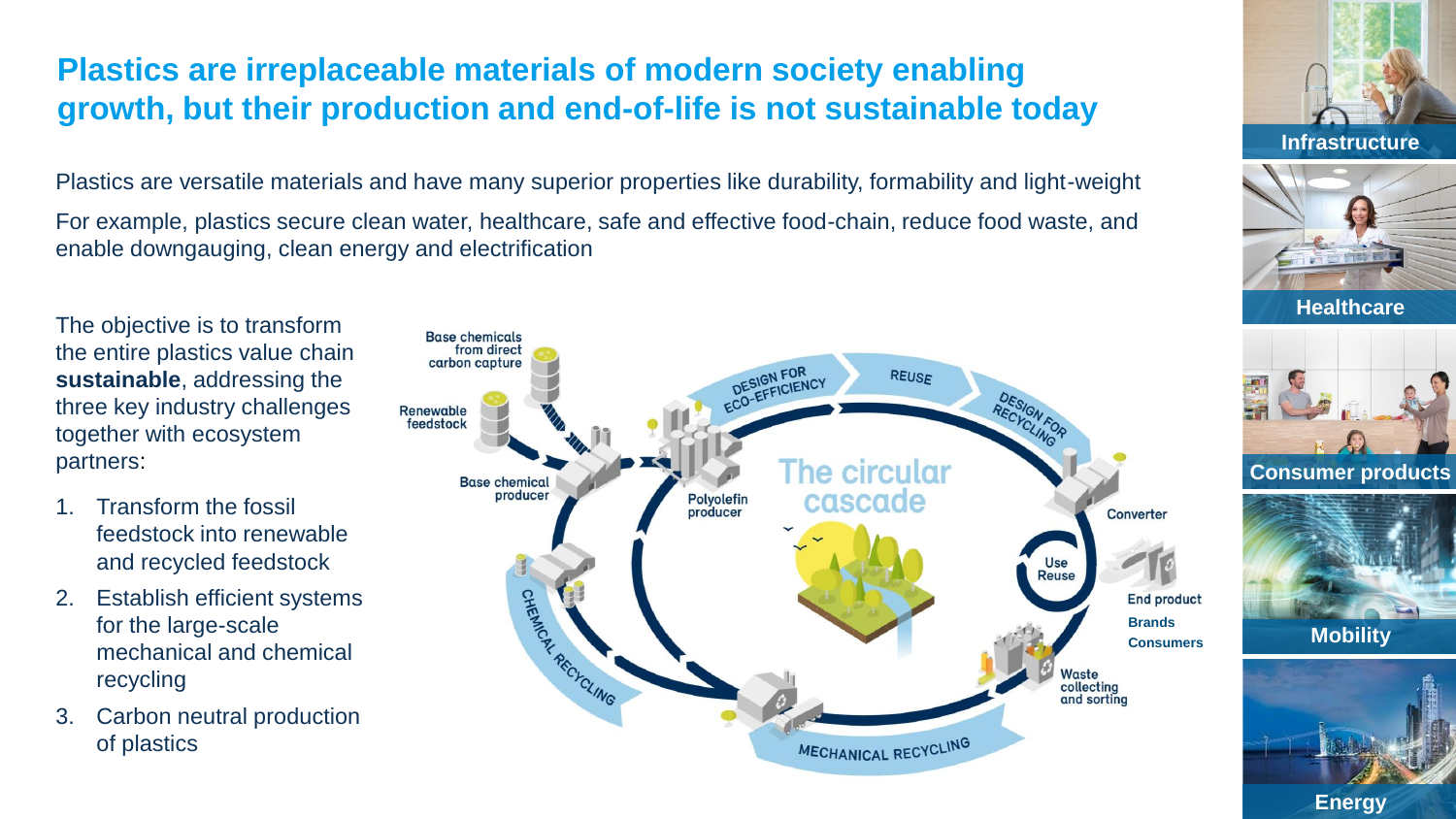# Plastics are irreplaceable materials of modern society enabling growth, but their production and end-of-life is not sustainable today

Plastics are versatile materials and have many superior properties like durability, formability and light-weight

For example, plastics secure clean water, healthcare, safe and effective food-chain, reduce food waste, and enable downgauging, clean energy and electrification

The objective is to transform the entire plastics value chain **sustainable**, addressing the three key industry challenges together with ecosystem partners:

1. Transform the fossil feedstock into renewable and recycled feedstock
2. Establish efficient systems for the large-scale mechanical and chemical recycling
3. Carbon neutral production of plastics

The circular cascade

Base chemicals from direct carbon capture

Renewable feedstock

Base chemical producer

Polyolefin producer

DESIGN FOR ECO-EFFICIENCY

REUSE

DESIGN FOR RECYCLING

Converter

Use Reuse

End product

Brands

Consumers

Waste collecting and sorting

MECHANICAL RECYCLING

CHEMICAL RECYCLING

Infrastructure

Healthcare

Consumer products

Mobility

Energy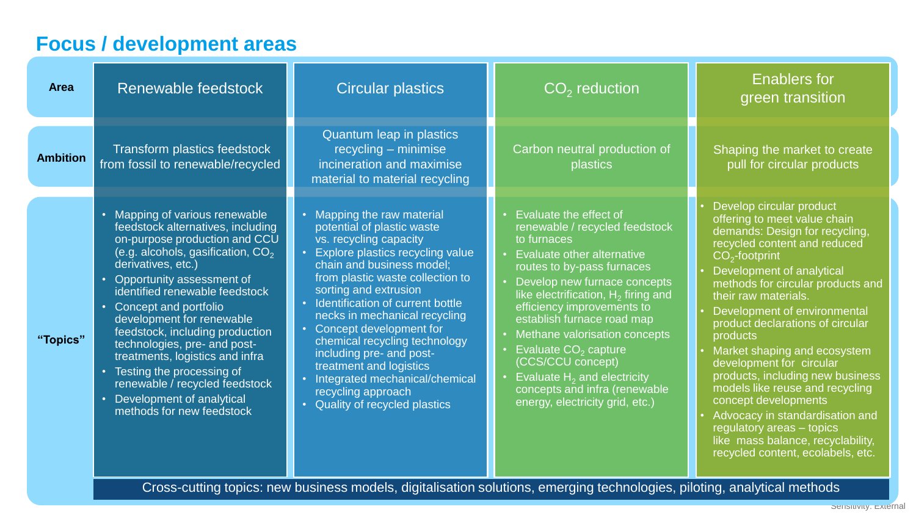# Focus / development areas

| Area | Renewable feedstock | Circular plastics | $CO_2$ reduction | Enablers for green transition |
|---|---|---|---|---|
| **Ambition** | Transform plastics feedstock from fossil to renewable/recycled | Quantum leap in plastics recycling – minimise incineration and maximise material to material recycling | Carbon neutral production of plastics | Shaping the market to create pull for circular products |
| **“Topics”** | • Mapping of various renewable feedstock alternatives, including on-purpose production and CCU (e.g. alcohols, gasification, $CO_2$ derivatives, etc.)<br>• Opportunity assessment of identified renewable feedstock<br>• Concept and portfolio development for renewable feedstock, including production technologies, pre- and post-treatments, logistics and infra<br>• Testing the processing of renewable / recycled feedstock<br>• Development of analytical methods for new feedstock | • Mapping the raw material potential of plastic waste vs. recycling capacity<br>• Explore plastics recycling value chain and business model; from plastic waste collection to sorting and extrusion<br>• Identification of current bottle necks in mechanical recycling<br>• Concept development for chemical recycling technology including pre- and post-treatment and logistics<br>• Integrated mechanical/chemical recycling approach<br>• Quality of recycled plastics | • Evaluate the effect of renewable / recycled feedstock to furnaces<br>• Evaluate other alternative routes to by-pass furnaces<br>• Develop new furnace concepts like electrification, $H_2$ firing and efficiency improvements to establish furnace road map<br>• Methane valorisation concepts<br>• Evaluate $CO_2$ capture (CCS/CCU concept)<br>• Evaluate $H_2$ and electricity concepts and infra (renewable energy, electricity grid, etc.) | • Develop circular product offering to meet value chain demands: Design for recycling, recycled content and reduced $CO_2$-footprint<br>• Development of analytical methods for circular products and their raw materials.<br>• Development of environmental product declarations of circular products<br>• Market shaping and ecosystem development for circular products, including new business models like reuse and recycling concept developments<br>• Advocacy in standardisation and regulatory areas – topics like mass balance, recyclability, recycled content, ecolabels, etc. |

Cross-cutting topics: new business models, digitalisation solutions, emerging technologies, piloting, analytical methods